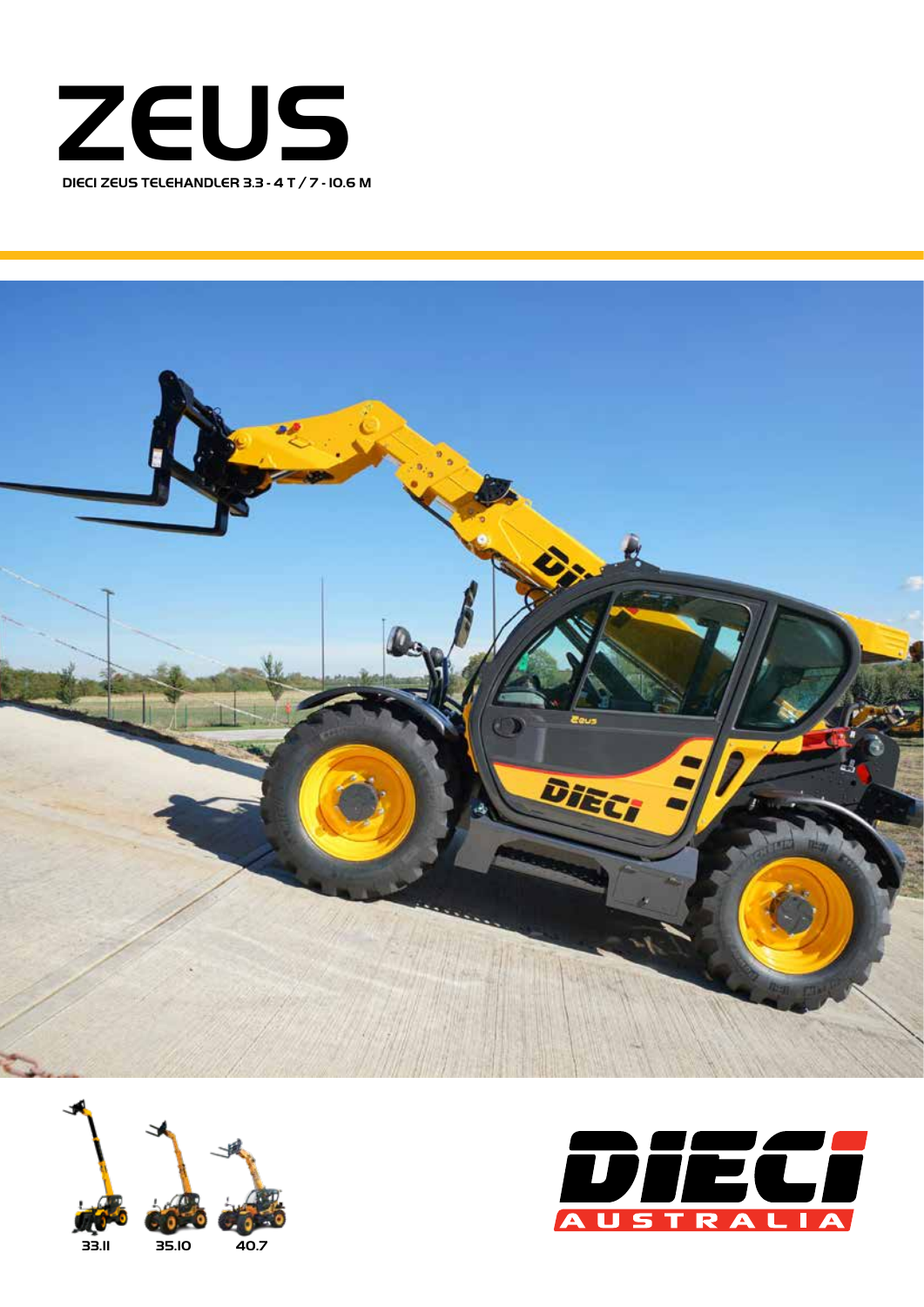# ZEUS

DIECI ZEUS TELEHANDLER 3.3 - 4 T / 7 - 10.6 M

33.11 35.10 40.7

DIECI AUSTRALIA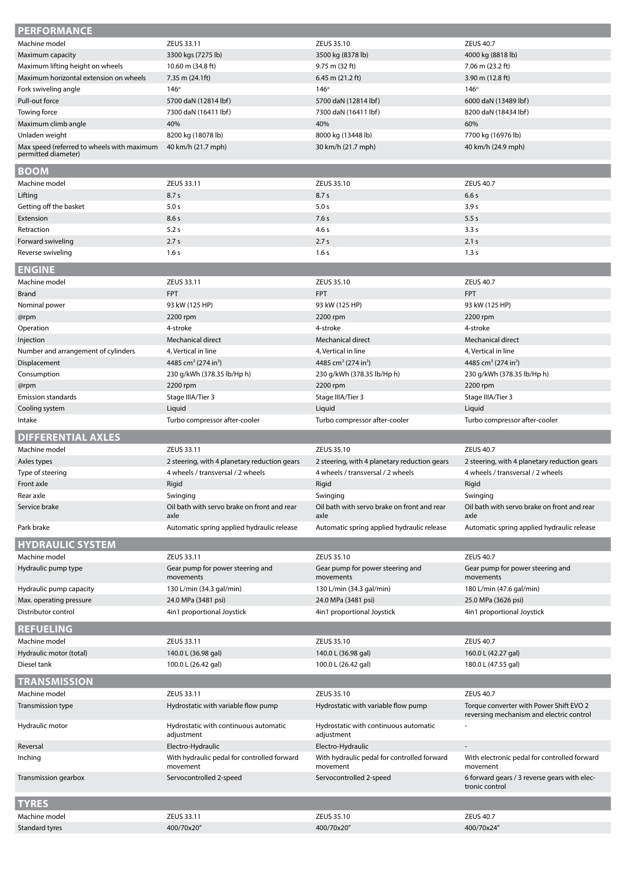## PERFORMANCE

| Machine model | ZEUS 33.11 | ZEUS 35.10 | ZEUS 40.7 |
| --- | --- | --- | --- |
| Maximum capacity | 3300 kgs (7275 lb) | 3500 kg (8378 lb) | 4000 kg (8818 lb) |
| Maximum lifting height on wheels | 10.60 m (34.8 ft) | 9.75 m (32 ft) | 7.06 m (23.2 ft) |
| Maximum horizontal extension on wheels | 7.35 m (24.1ft) | 6.45 m (21.2 ft) | 3.90 m (12.8 ft) |
| Fork swiveling angle | 146° | 146° | 146° |
| Pull-out force | 5700 daN (12814 lbf) | 5700 daN (12814 lbf) | 6000 daN (13489 lbf) |
| Towing force | 7300 daN (16411 lbf) | 7300 daN (16411 lbf) | 8200 daN (18434 lbf) |
| Maximum climb angle | 40% | 40% | 60% |
| Unladen weight | 8200 kg (18078 lb) | 8000 kg (13448 lb) | 7700 kg (16976 lb) |
| Max speed (referred to wheels with maximum permitted diameter) | 40 km/h (21.7 mph) | 30 km/h (21.7 mph) | 40 km/h (24.9 mph) |

## BOOM

| Machine model | ZEUS 33.11 | ZEUS 35.10 | ZEUS 40.7 |
| --- | --- | --- | --- |
| Lifting | 8.7 s | 8.7 s | 6.6 s |
| Getting off the basket | 5.0 s | 5.0 s | 3.9 s |
| Extension | 8.6 s | 7.6 s | 5.5 s |
| Retraction | 5.2 s | 4.6 s | 3.3 s |
| Forward swiveling | 2.7 s | 2.7 s | 2.1 s |
| Reverse swiveling | 1.6 s | 1.6 s | 1.3 s |

## ENGINE

| Machine model | ZEUS 33.11 | ZEUS 35.10 | ZEUS 40.7 |
| --- | --- | --- | --- |
| Brand | FPT | FPT | FPT |
| Nominal power | 93 kW (125 HP) | 93 kW (125 HP) | 93 kW (125 HP) |
| @rpm | 2200 rpm | 2200 rpm | 2200 rpm |
| Operation | 4-stroke | 4-stroke | 4-stroke |
| Injection | Mechanical direct | Mechanical direct | Mechanical direct |
| Number and arrangement of cylinders | 4, Vertical in line | 4, Vertical in line | 4, Vertical in line |
| Displacement | 4485 cm³ (274 in³) | 4485 cm³ (274 in³) | 4485 cm³ (274 in³) |
| Consumption | 230 g/kWh (378.35 lb/Hp h) | 230 g/kWh (378.35 lb/Hp h) | 230 g/kWh (378.35 lb/Hp h) |
| @rpm | 2200 rpm | 2200 rpm | 2200 rpm |
| Emission standards | Stage IIIA/Tier 3 | Stage IIIA/Tier 3 | Stage IIIA/Tier 3 |
| Cooling system | Liquid | Liquid | Liquid |
| Intake | Turbo compressor after-cooler | Turbo compressor after-cooler | Turbo compressor after-cooler |

## DIFFERENTIAL AXLES

| Machine model | ZEUS 33.11 | ZEUS 35.10 | ZEUS 40.7 |
| --- | --- | --- | --- |
| Axles types | 2 steering, with 4 planetary reduction gears | 2 steering, with 4 planetary reduction gears | 2 steering, with 4 planetary reduction gears |
| Type of steering | 4 wheels / transversal / 2 wheels | 4 wheels / transversal / 2 wheels | 4 wheels / transversal / 2 wheels |
| Front axle | Rigid | Rigid | Rigid |
| Rear axle | Swinging | Swinging | Swinging |
| Service brake | Oil bath with servo brake on front and rear axle | Oil bath with servo brake on front and rear axle | Oil bath with servo brake on front and rear axle |
| Park brake | Automatic spring applied hydraulic release | Automatic spring applied hydraulic release | Automatic spring applied hydraulic release |

## HYDRAULIC SYSTEM

| Machine model | ZEUS 33.11 | ZEUS 35.10 | ZEUS 40.7 |
| --- | --- | --- | --- |
| Hydraulic pump type | Gear pump for power steering and movements | Gear pump for power steering and movements | Gear pump for power steering and movements |
| Hydraulic pump capacity | 130 L/min (34.3 gal/min) | 130 L/min (34.3 gal/min) | 180 L/min (47.6 gal/min) |
| Max. operating pressure | 24.0 MPa (3481 psi) | 24.0 MPa (3481 psi) | 25.0 MPa (3626 psi) |
| Distributor control | 4in1 proportional Joystick | 4in1 proportional Joystick | 4in1 proportional Joystick |

## REFUELING

| Machine model | ZEUS 33.11 | ZEUS 35.10 | ZEUS 40.7 |
| --- | --- | --- | --- |
| Hydraulic motor (total) | 140.0 L (36.98 gal) | 140.0 L (36.98 gal) | 160.0 L (42.27 gal) |
| Diesel tank | 100.0 L (26.42 gal) | 100.0 L (26.42 gal) | 180.0 L (47.55 gal) |

## TRANSMISSION

| Machine model | ZEUS 33.11 | ZEUS 35.10 | ZEUS 40.7 |
| --- | --- | --- | --- |
| Transmission type | Hydrostatic with variable flow pump | Hydrostatic with variable flow pump | Torque converter with Power Shift EVO 2 reversing mechanism and electric control |
| Hydraulic motor | Hydrostatic with continuous automatic adjustment | Hydrostatic with continuous automatic adjustment | - |
| Reversal | Electro-Hydraulic | Electro-Hydraulic | - |
| Inching | With hydraulic pedal for controlled forward movement | With hydraulic pedal for controlled forward movement | With electronic pedal for controlled forward movement |
| Transmission gearbox | Servocontrolled 2-speed | Servocontrolled 2-speed | 6 forward gears / 3 reverse gears with electronic control |

## TYRES

| Machine model | ZEUS 33.11 | ZEUS 35.10 | ZEUS 40.7 |
| --- | --- | --- | --- |
| Standard tyres | 400/70x20″ | 400/70x20″ | 400/70x24″ |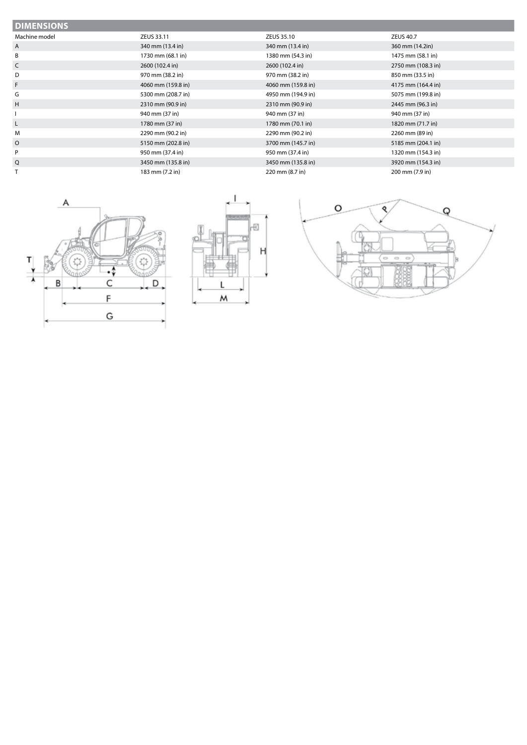## DIMENSIONS

| Machine model | ZEUS 33.11 | ZEUS 35.10 | ZEUS 40.7 |
|---|---|---|---|
| A | 340 mm (13.4 in) | 340 mm (13.4 in) | 360 mm (14.2in) |
| B | 1730 mm (68.1 in) | 1380 mm (54.3 in) | 1475 mm (58.1 in) |
| C | 2600 (102.4 in) | 2600 (102.4 in) | 2750 mm (108.3 in) |
| D | 970 mm (38.2 in) | 970 mm (38.2 in) | 850 mm (33.5 in) |
| F | 4060 mm (159.8 in) | 4060 mm (159.8 in) | 4175 mm (164.4 in) |
| G | 5300 mm (208.7 in) | 4950 mm (194.9 in) | 5075 mm (199.8 in) |
| H | 2310 mm (90.9 in) | 2310 mm (90.9 in) | 2445 mm (96.3 in) |
| I | 940 mm (37 in) | 940 mm (37 in) | 940 mm (37 in) |
| L | 1780 mm (37 in) | 1780 mm (70.1 in) | 1820 mm (71.7 in) |
| M | 2290 mm (90.2 in) | 2290 mm (90.2 in) | 2260 mm (89 in) |
| O | 5150 mm (202.8 in) | 3700 mm (145.7 in) | 5185 mm (204.1 in) |
| P | 950 mm (37.4 in) | 950 mm (37.4 in) | 1320 mm (154.3 in) |
| Q | 3450 mm (135.8 in) | 3450 mm (135.8 in) | 3920 mm (154.3 in) |
| T | 183 mm (7.2 in) | 220 mm (8.7 in) | 200 mm (7.9 in) |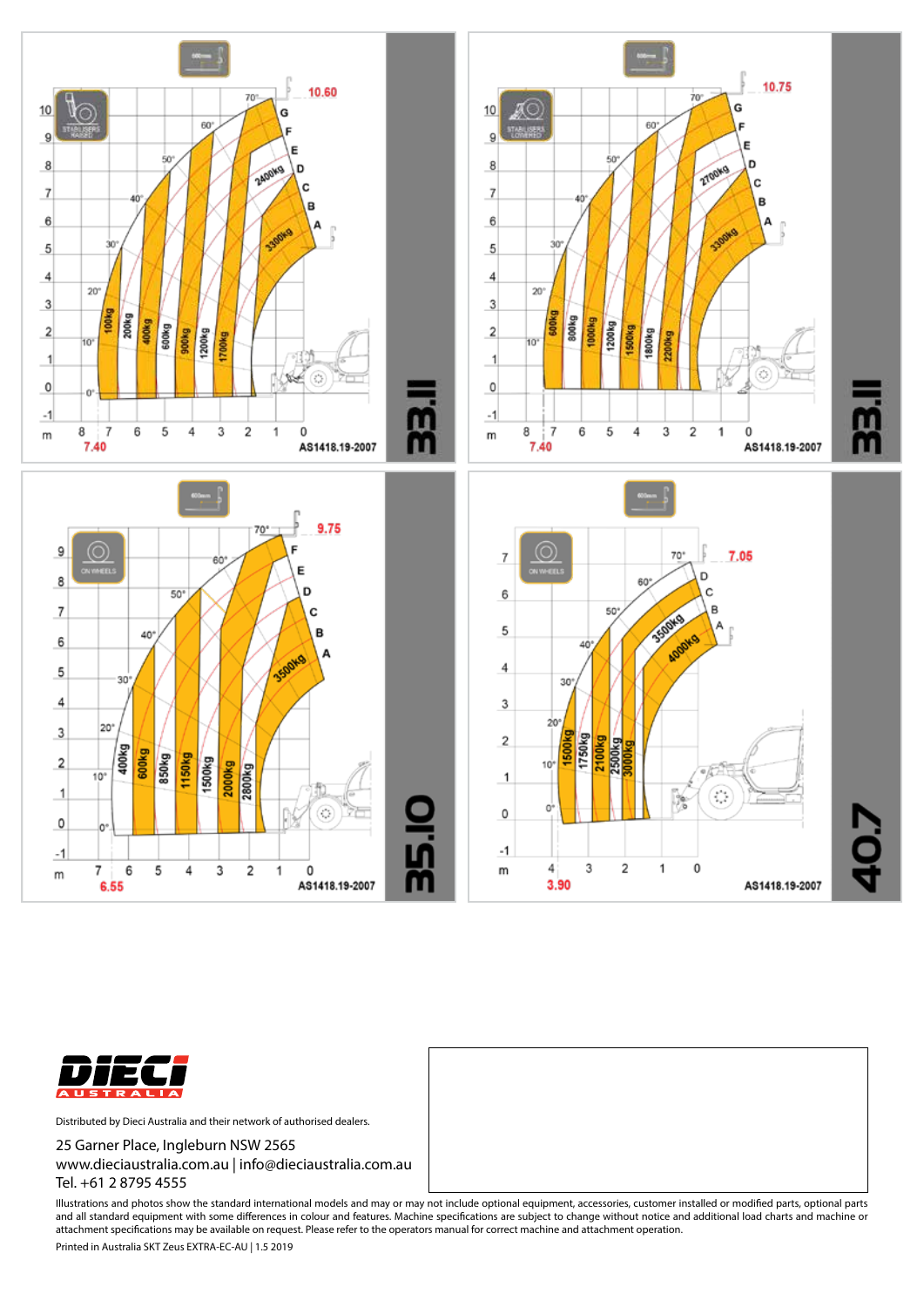33.11

STABILISERS RAISED

10.60

7.40

70° 60° 50° 40° 30° 20° 10° 0°

G F E D C B A

2400kg 3300kg

100kg 200kg 400kg 600kg 900kg 1200kg 1700kg

m 8 7 6 5 4 3 2 1 0

10 9 8 7 6 5 4 3 2 1 0 -1

AS1418.19-2007

33.11

STABILISERS LOWERED

10.75

7.40

70° 60° 50° 40° 30° 20° 10°

G F E D C B A

2700kg 3300kg

600kg 800kg 1000kg 1200kg 1500kg 1800kg 2200kg

m 8 7 6 5 4 3 2 1 0

10 9 8 7 6 5 4 3 2 1 0 -1

AS1418.19-2007

35.10

ON WHEELS

9.75

6.55

70° 60° 50° 40° 30° 20° 10° 0°

F E D C B A

3500kg

400kg 600kg 850kg 1150kg 1500kg 2000kg 2800kg

m 7 6 5 4 3 2 1 0

9 8 7 6 5 4 3 2 1 0 -1

AS1418.19-2007

40.7

ON WHEELS

7.05

3.90

70° 60° 50° 40° 30° 20° 10° 0°

D C B A

3500kg 4000kg

1500kg 1750kg 2100kg 2500kg 3000kg

m 4 3 2 1 0

7 6 5 4 3 2 1 0 -1

AS1418.19-2007

DIECI AUSTRALIA

Distributed by Dieci Australia and their network of authorised dealers.

25 Garner Place, Ingleburn NSW 2565
www.dieciaustralia.com.au | info@dieciaustralia.com.au
Tel. +61 2 8795 4555

Illustrations and photos show the standard international models and may or may not include optional equipment, accessories, customer installed or modified parts, optional parts and all standard equipment with some differences in colour and features. Machine specifications are subject to change without notice and additional load charts and machine or attachment specifications may be available on request. Please refer to the operators manual for correct machine and attachment operation.

Printed in Australia SKT Zeus EXTRA-EC-AU | 1.5 2019